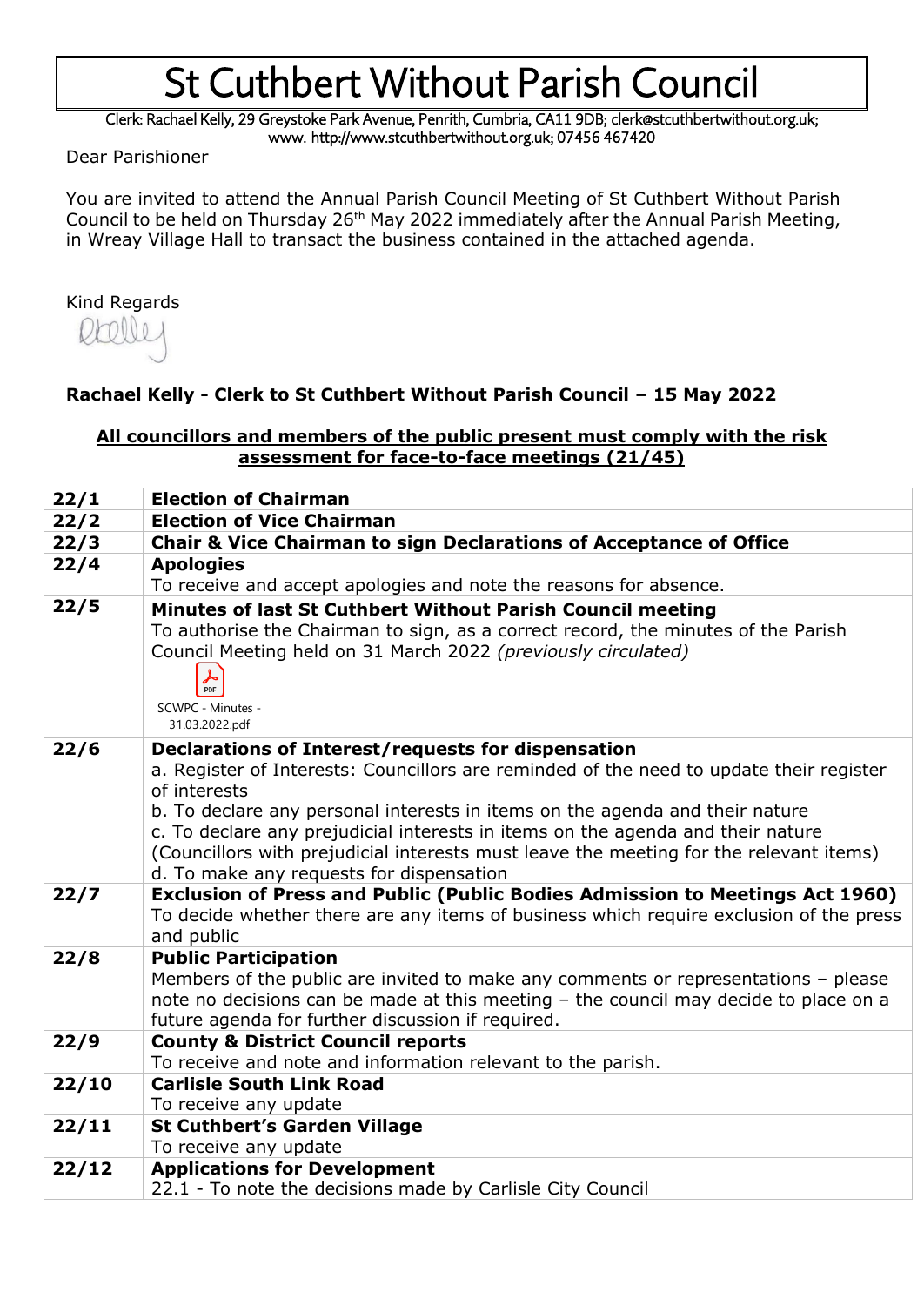# St Cuthbert Without Parish Council

Clerk: Rachael Kelly, 29 Greystoke Park Avenue, Penrith, Cumbria, CA11 9DB; clerk@stcuthbertwithout.org.uk; www. http://www.stcuthbertwithout.org.uk; 07456 467420

Dear Parishioner

You are invited to attend the Annual Parish Council Meeting of St Cuthbert Without Parish Council to be held on Thursday 26th May 2022 immediately after the Annual Parish Meeting, in Wreay Village Hall to transact the business contained in the attached agenda.

Kind Regards

RKelly

**Rachael Kelly - Clerk to St Cuthbert Without Parish Council – 15 May 2022**

**<u>All councillors and members of the public present must comply with the risk assessment for face-to-face meetings (21/45)</u>**

| | |
|---|---|
| **22/1** | **Election of Chairman** |
| **22/2** | **Election of Vice Chairman** |
| **22/3** | **Chair & Vice Chairman to sign Declarations of Acceptance of Office** |
| **22/4** | **Apologies**<br>To receive and accept apologies and note the reasons for absence. |
| **22/5** | **Minutes of last St Cuthbert Without Parish Council meeting**<br>To authorise the Chairman to sign, as a correct record, the minutes of the Parish Council Meeting held on 31 March 2022 *(previously circulated)*<br>SCWPC - Minutes - 31.03.2022.pdf |
| **22/6** | **Declarations of Interest/requests for dispensation**<br>a. Register of Interests: Councillors are reminded of the need to update their register of interests<br>b. To declare any personal interests in items on the agenda and their nature<br>c. To declare any prejudicial interests in items on the agenda and their nature (Councillors with prejudicial interests must leave the meeting for the relevant items)<br>d. To make any requests for dispensation |
| **22/7** | **Exclusion of Press and Public (Public Bodies Admission to Meetings Act 1960)**<br>To decide whether there are any items of business which require exclusion of the press and public |
| **22/8** | **Public Participation**<br>Members of the public are invited to make any comments or representations – please note no decisions can be made at this meeting – the council may decide to place on a future agenda for further discussion if required. |
| **22/9** | **County & District Council reports**<br>To receive and note and information relevant to the parish. |
| **22/10** | **Carlisle South Link Road**<br>To receive any update |
| **22/11** | **St Cuthbert's Garden Village**<br>To receive any update |
| **22/12** | **Applications for Development**<br>22.1 - To note the decisions made by Carlisle City Council |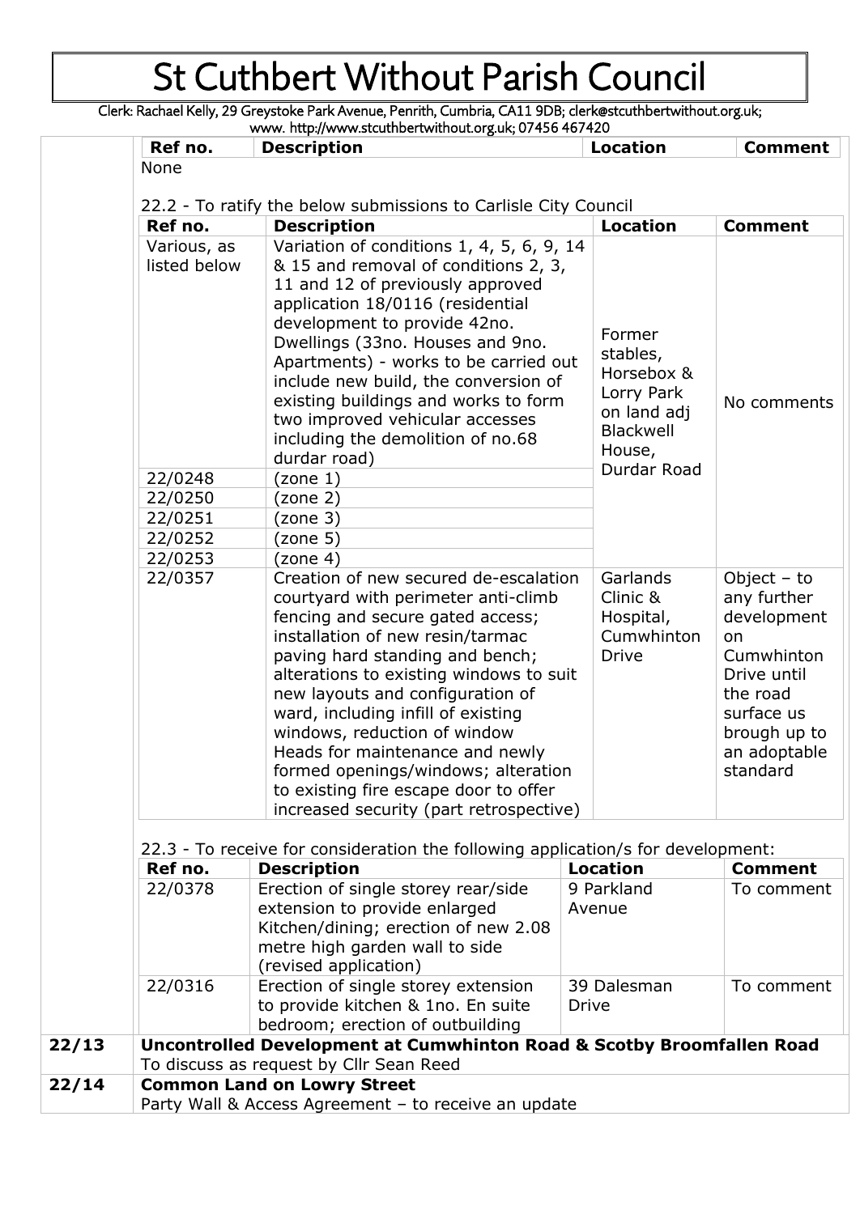# St Cuthbert Without Parish Council

Clerk: Rachael Kelly, 29 Greystoke Park Avenue, Penrith, Cumbria, CA11 9DB; clerk@stcuthbertwithout.org.uk; www. http://www.stcuthbertwithout.org.uk; 07456 467420

| Ref no. | Description | Location | Comment |
|---|---|---|---|
| None | | | |

22.2 - To ratify the below submissions to Carlisle City Council

| Ref no. | Description | Location | Comment |
|---|---|---|---|
| Various, as listed below | Variation of conditions 1, 4, 5, 6, 9, 14 & 15 and removal of conditions 2, 3, 11 and 12 of previously approved application 18/0116 (residential development to provide 42no. Dwellings (33no. Houses and 9no. Apartments) - works to be carried out include new build, the conversion of existing buildings and works to form two improved vehicular accesses including the demolition of no.68 durdar road) | Former stables, Horsebox & Lorry Park on land adj Blackwell House, Durdar Road | No comments |
| 22/0248 | (zone 1) | | |
| 22/0250 | (zone 2) | | |
| 22/0251 | (zone 3) | | |
| 22/0252 | (zone 5) | | |
| 22/0253 | (zone 4) | | |
| 22/0357 | Creation of new secured de-escalation courtyard with perimeter anti-climb fencing and secure gated access; installation of new resin/tarmac paving hard standing and bench; alterations to existing windows to suit new layouts and configuration of ward, including infill of existing windows, reduction of window Heads for maintenance and newly formed openings/windows; alteration to existing fire escape door to offer increased security (part retrospective) | Garlands Clinic & Hospital, Cumwhinton Drive | Object – to any further development on Cumwhinton Drive until the road surface us brough up to an adoptable standard |

22.3 - To receive for consideration the following application/s for development:

| Ref no. | Description | Location | Comment |
|---|---|---|---|
| 22/0378 | Erection of single storey rear/side extension to provide enlarged Kitchen/dining; erection of new 2.08 metre high garden wall to side (revised application) | 9 Parkland Avenue | To comment |
| 22/0316 | Erection of single storey extension to provide kitchen & 1no. En suite bedroom; erection of outbuilding | 39 Dalesman Drive | To comment |

| | |
|---|---|
| 22/13 | **Uncontrolled Development at Cumwhinton Road & Scotby Broomfallen Road**<br>To discuss as request by Cllr Sean Reed |
| 22/14 | **Common Land on Lowry Street**<br>Party Wall & Access Agreement – to receive an update |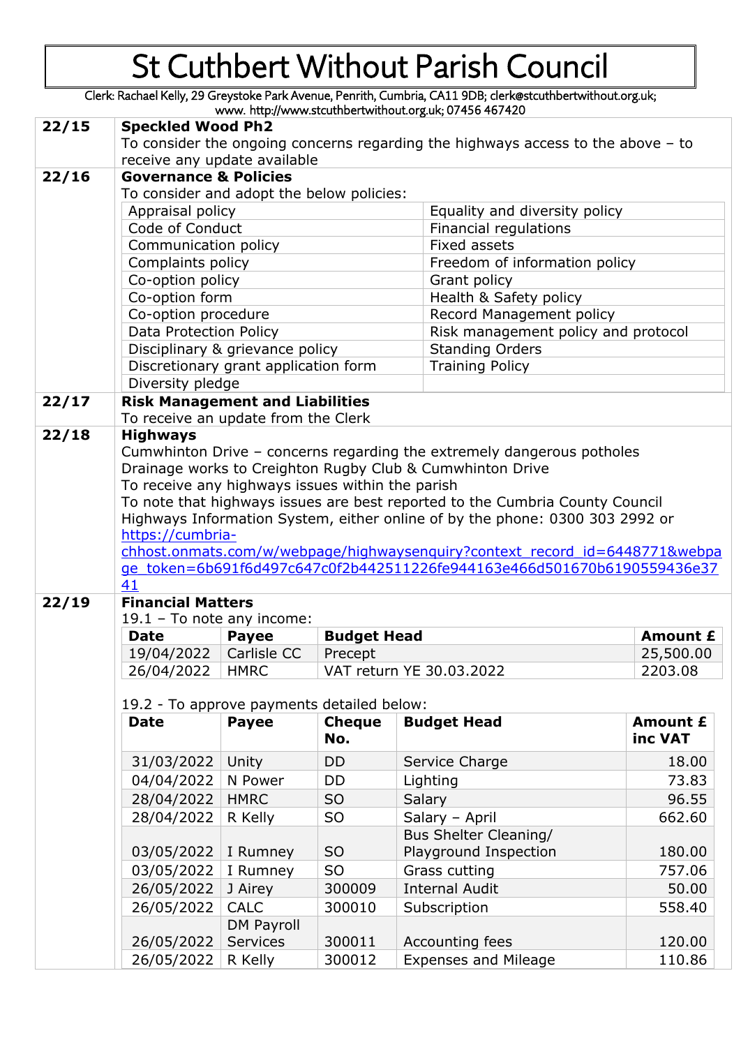# St Cuthbert Without Parish Council

Clerk: Rachael Kelly, 29 Greystoke Park Avenue, Penrith, Cumbria, CA11 9DB; clerk@stcuthbertwithout.org.uk; www. http://www.stcuthbertwithout.org.uk; 07456 467420

**22/15 Speckled Wood Ph2**

To consider the ongoing concerns regarding the highways access to the above – to receive any update available

**22/16 Governance & Policies**

To consider and adopt the below policies:

| | |
|---|---|
| Appraisal policy | Equality and diversity policy |
| Code of Conduct | Financial regulations |
| Communication policy | Fixed assets |
| Complaints policy | Freedom of information policy |
| Co-option policy | Grant policy |
| Co-option form | Health & Safety policy |
| Co-option procedure | Record Management policy |
| Data Protection Policy | Risk management policy and protocol |
| Disciplinary & grievance policy | Standing Orders |
| Discretionary grant application form | Training Policy |
| Diversity pledge | |

**22/17 Risk Management and Liabilities**

To receive an update from the Clerk

**22/18 Highways**

Cumwhinton Drive – concerns regarding the extremely dangerous potholes

Drainage works to Creighton Rugby Club & Cumwhinton Drive

To receive any highways issues within the parish

To note that highways issues are best reported to the Cumbria County Council Highways Information System, either online of by the phone: 0300 303 2992 or https://cumbria-chhost.onmats.com/w/webpage/highwaysenquiry?context_record_id=6448771&webpage_token=6b691f6d497c647c0f2b442511226fe944163e466d501670b6190559436e3741

**22/19 Financial Matters**

19.1 – To note any income:

| Date | Payee | Budget Head | Amount £ |
|---|---|---|---|
| 19/04/2022 | Carlisle CC | Precept | 25,500.00 |
| 26/04/2022 | HMRC | VAT return YE 30.03.2022 | 2203.08 |

19.2 - To approve payments detailed below:

| Date | Payee | Cheque No. | Budget Head | Amount £ inc VAT |
|---|---|---|---|---|
| 31/03/2022 | Unity | DD | Service Charge | 18.00 |
| 04/04/2022 | N Power | DD | Lighting | 73.83 |
| 28/04/2022 | HMRC | SO | Salary | 96.55 |
| 28/04/2022 | R Kelly | SO | Salary – April | 662.60 |
| 03/05/2022 | I Rumney | SO | Bus Shelter Cleaning/ Playground Inspection | 180.00 |
| 03/05/2022 | I Rumney | SO | Grass cutting | 757.06 |
| 26/05/2022 | J Airey | 300009 | Internal Audit | 50.00 |
| 26/05/2022 | CALC | 300010 | Subscription | 558.40 |
| 26/05/2022 | DM Payroll Services | 300011 | Accounting fees | 120.00 |
| 26/05/2022 | R Kelly | 300012 | Expenses and Mileage | 110.86 |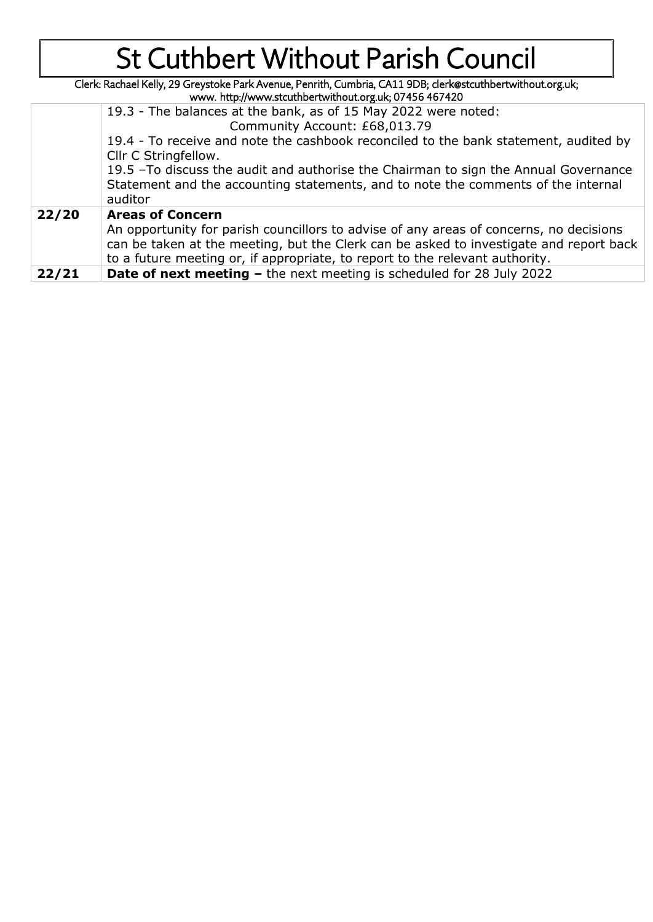# St Cuthbert Without Parish Council

Clerk: Rachael Kelly, 29 Greystoke Park Avenue, Penrith, Cumbria, CA11 9DB; clerk@stcuthbertwithout.org.uk; www. http://www.stcuthbertwithout.org.uk; 07456 467420

| | |
|---|---|
| | 19.3 - The balances at the bank, as of 15 May 2022 were noted:<br>Community Account: £68,013.79<br>19.4 - To receive and note the cashbook reconciled to the bank statement, audited by Cllr C Stringfellow.<br>19.5 –To discuss the audit and authorise the Chairman to sign the Annual Governance Statement and the accounting statements, and to note the comments of the internal auditor |
| **22/20** | **Areas of Concern**<br>An opportunity for parish councillors to advise of any areas of concerns, no decisions can be taken at the meeting, but the Clerk can be asked to investigate and report back to a future meeting or, if appropriate, to report to the relevant authority. |
| **22/21** | **Date of next meeting –** the next meeting is scheduled for 28 July 2022 |